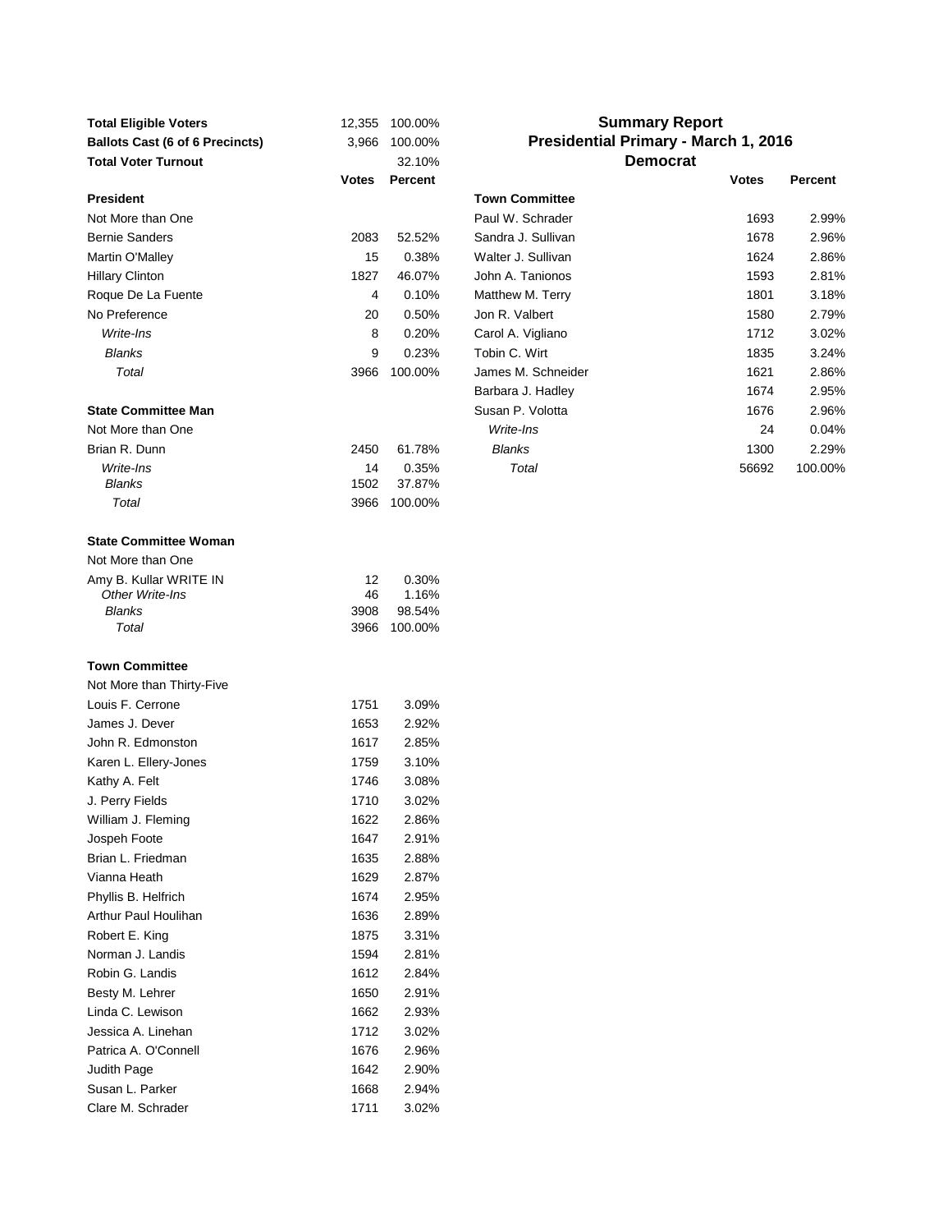# Summary Report
## Presidential Primary - March 1, 2016
## Democrat

| | | |
|---|---|---|
| **Total Eligible Voters** | 12,355 | 100.00% |
| **Ballots Cast (6 of 6 Precincts)** | 3,966 | 100.00% |
| **Total Voter Turnout** | | 32.10% |

| | **Votes** | **Percent** |
|---|---|---|
| **President** | | |
| Not More than One | | |
| Bernie Sanders | 2083 | 52.52% |
| Martin O'Malley | 15 | 0.38% |
| Hillary Clinton | 1827 | 46.07% |
| Roque De La Fuente | 4 | 0.10% |
| No Preference | 20 | 0.50% |
| *Write-Ins* | 8 | 0.20% |
| *Blanks* | 9 | 0.23% |
| *Total* | 3966 | 100.00% |

| | **Votes** | **Percent** |
|---|---|---|
| **State Committee Man** | | |
| Not More than One | | |
| Brian R. Dunn | 2450 | 61.78% |
| *Write-Ins* | 14 | 0.35% |
| *Blanks* | 1502 | 37.87% |
| *Total* | 3966 | 100.00% |

| | **Votes** | **Percent** |
|---|---|---|
| **State Committee Woman** | | |
| Not More than One | | |
| Amy B. Kullar WRITE IN | 12 | 0.30% |
| *Other Write-Ins* | 46 | 1.16% |
| *Blanks* | 3908 | 98.54% |
| *Total* | 3966 | 100.00% |

| | **Votes** | **Percent** |
|---|---|---|
| **Town Committee** | | |
| Not More than Thirty-Five | | |
| Louis F. Cerrone | 1751 | 3.09% |
| James J. Dever | 1653 | 2.92% |
| John R. Edmonston | 1617 | 2.85% |
| Karen L. Ellery-Jones | 1759 | 3.10% |
| Kathy A. Felt | 1746 | 3.08% |
| J. Perry Fields | 1710 | 3.02% |
| William J. Fleming | 1622 | 2.86% |
| Jospeh Foote | 1647 | 2.91% |
| Brian L. Friedman | 1635 | 2.88% |
| Vianna Heath | 1629 | 2.87% |
| Phyllis B. Helfrich | 1674 | 2.95% |
| Arthur Paul Houlihan | 1636 | 2.89% |
| Robert E. King | 1875 | 3.31% |
| Norman J. Landis | 1594 | 2.81% |
| Robin G. Landis | 1612 | 2.84% |
| Besty M. Lehrer | 1650 | 2.91% |
| Linda C. Lewison | 1662 | 2.93% |
| Jessica A. Linehan | 1712 | 3.02% |
| Patrica A. O'Connell | 1676 | 2.96% |
| Judith Page | 1642 | 2.90% |
| Susan L. Parker | 1668 | 2.94% |
| Clare M. Schrader | 1711 | 3.02% |
| Paul W. Schrader | 1693 | 2.99% |
| Sandra J. Sullivan | 1678 | 2.96% |
| Walter J. Sullivan | 1624 | 2.86% |
| John A. Tanionos | 1593 | 2.81% |
| Matthew M. Terry | 1801 | 3.18% |
| Jon R. Valbert | 1580 | 2.79% |
| Carol A. Vigliano | 1712 | 3.02% |
| Tobin C. Wirt | 1835 | 3.24% |
| James M. Schneider | 1621 | 2.86% |
| Barbara J. Hadley | 1674 | 2.95% |
| Susan P. Volotta | 1676 | 2.96% |
| *Write-Ins* | 24 | 0.04% |
| *Blanks* | 1300 | 2.29% |
| *Total* | 56692 | 100.00% |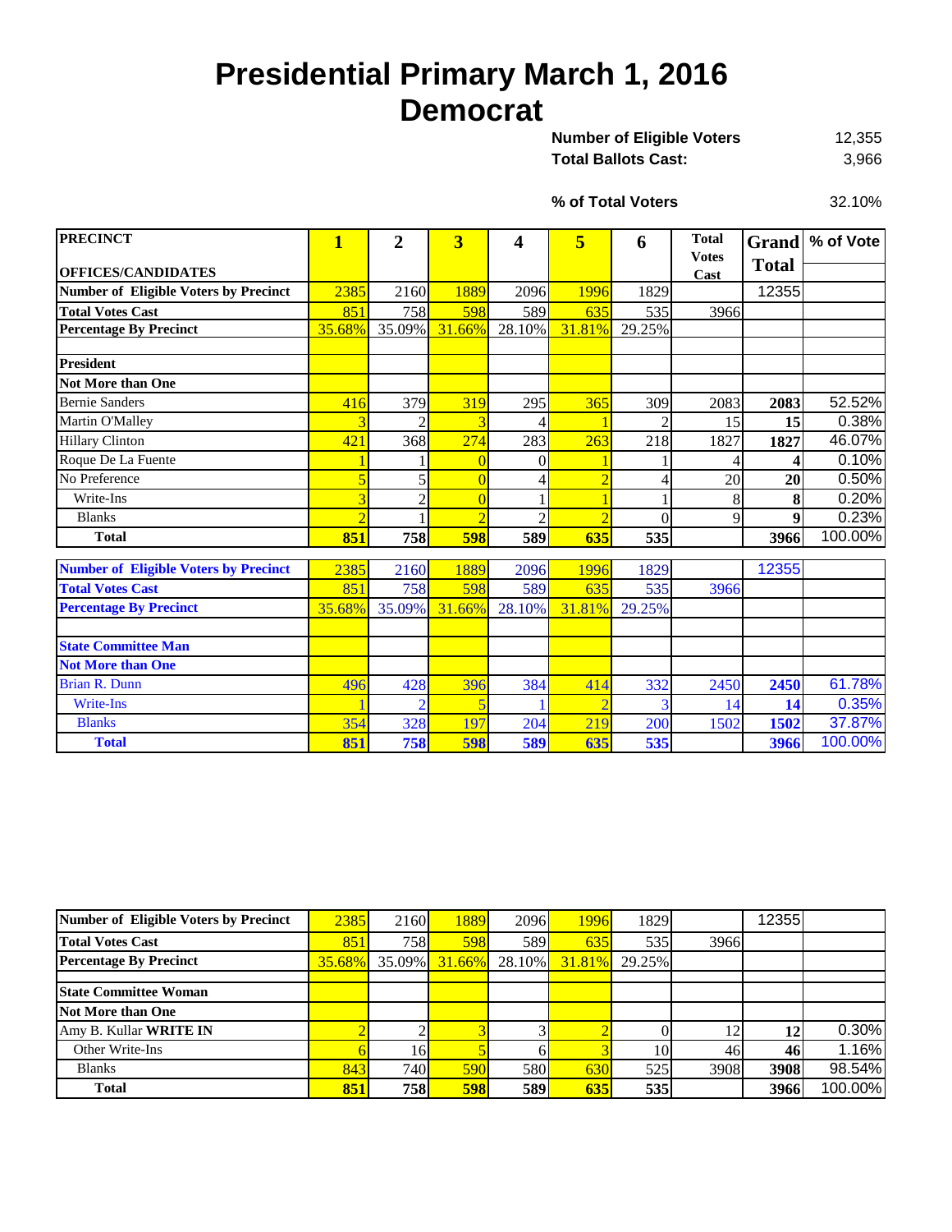# Presidential Primary March 1, 2016
# Democrat

**Number of Eligible Voters** 12,355
**Total Ballots Cast:** 3,966

**% of Total Voters** 32.10%

| PRECINCT / OFFICES/CANDIDATES | 1 | 2 | 3 | 4 | 5 | 6 | Total Votes Cast | Grand Total | % of Vote |
|---|---|---|---|---|---|---|---|---|---|
| **Number of Eligible Voters by Precinct** | 2385 | 2160 | 1889 | 2096 | 1996 | 1829 | | 12355 | |
| **Total Votes Cast** | 851 | 758 | 598 | 589 | 635 | 535 | 3966 | | |
| **Percentage By Precinct** | 35.68% | 35.09% | 31.66% | 28.10% | 31.81% | 29.25% | | | |
| | | | | | | | | | |
| **President** | | | | | | | | | |
| **Not More than One** | | | | | | | | | |
| Bernie Sanders | 416 | 379 | 319 | 295 | 365 | 309 | 2083 | **2083** | 52.52% |
| Martin O'Malley | 3 | 2 | 3 | 4 | 1 | 2 | 15 | **15** | 0.38% |
| Hillary Clinton | 421 | 368 | 274 | 283 | 263 | 218 | 1827 | **1827** | 46.07% |
| Roque De La Fuente | 1 | 1 | 0 | 0 | 1 | 1 | 4 | **4** | 0.10% |
| No Preference | 5 | 5 | 0 | 4 | 2 | 4 | 20 | **20** | 0.50% |
| Write-Ins | 3 | 2 | 0 | 1 | 1 | 1 | 8 | **8** | 0.20% |
| Blanks | 2 | 1 | 2 | 2 | 2 | 0 | 9 | **9** | 0.23% |
| **Total** | **851** | **758** | **598** | **589** | **635** | **535** | | **3966** | 100.00% |

| PRECINCT / OFFICES/CANDIDATES | 1 | 2 | 3 | 4 | 5 | 6 | Total Votes Cast | Grand Total | % of Vote |
|---|---|---|---|---|---|---|---|---|---|
| **Number of Eligible Voters by Precinct** | 2385 | 2160 | 1889 | 2096 | 1996 | 1829 | | 12355 | |
| **Total Votes Cast** | 851 | 758 | 598 | 589 | 635 | 535 | 3966 | | |
| **Percentage By Precinct** | 35.68% | 35.09% | 31.66% | 28.10% | 31.81% | 29.25% | | | |
| | | | | | | | | | |
| **State Committee Man** | | | | | | | | | |
| **Not More than One** | | | | | | | | | |
| Brian R. Dunn | 496 | 428 | 396 | 384 | 414 | 332 | 2450 | **2450** | 61.78% |
| Write-Ins | 1 | 2 | 5 | 1 | 2 | 3 | 14 | **14** | 0.35% |
| Blanks | 354 | 328 | 197 | 204 | 219 | 200 | 1502 | **1502** | 37.87% |
| **Total** | **851** | **758** | **598** | **589** | **635** | **535** | | **3966** | 100.00% |

| PRECINCT / OFFICES/CANDIDATES | 1 | 2 | 3 | 4 | 5 | 6 | Total Votes Cast | Grand Total | % of Vote |
|---|---|---|---|---|---|---|---|---|---|
| **Number of Eligible Voters by Precinct** | 2385 | 2160 | 1889 | 2096 | 1996 | 1829 | | 12355 | |
| **Total Votes Cast** | 851 | 758 | 598 | 589 | 635 | 535 | 3966 | | |
| **Percentage By Precinct** | 35.68% | 35.09% | 31.66% | 28.10% | 31.81% | 29.25% | | | |
| | | | | | | | | | |
| **State Committee Woman** | | | | | | | | | |
| **Not More than One** | | | | | | | | | |
| Amy B. Kullar **WRITE IN** | 2 | 2 | 3 | 3 | 2 | 0 | 12 | **12** | 0.30% |
| Other Write-Ins | 6 | 16 | 5 | 6 | 3 | 10 | 46 | **46** | 1.16% |
| Blanks | 843 | 740 | 590 | 580 | 630 | 525 | 3908 | **3908** | 98.54% |
| **Total** | **851** | **758** | **598** | **589** | **635** | **535** | | **3966** | 100.00% |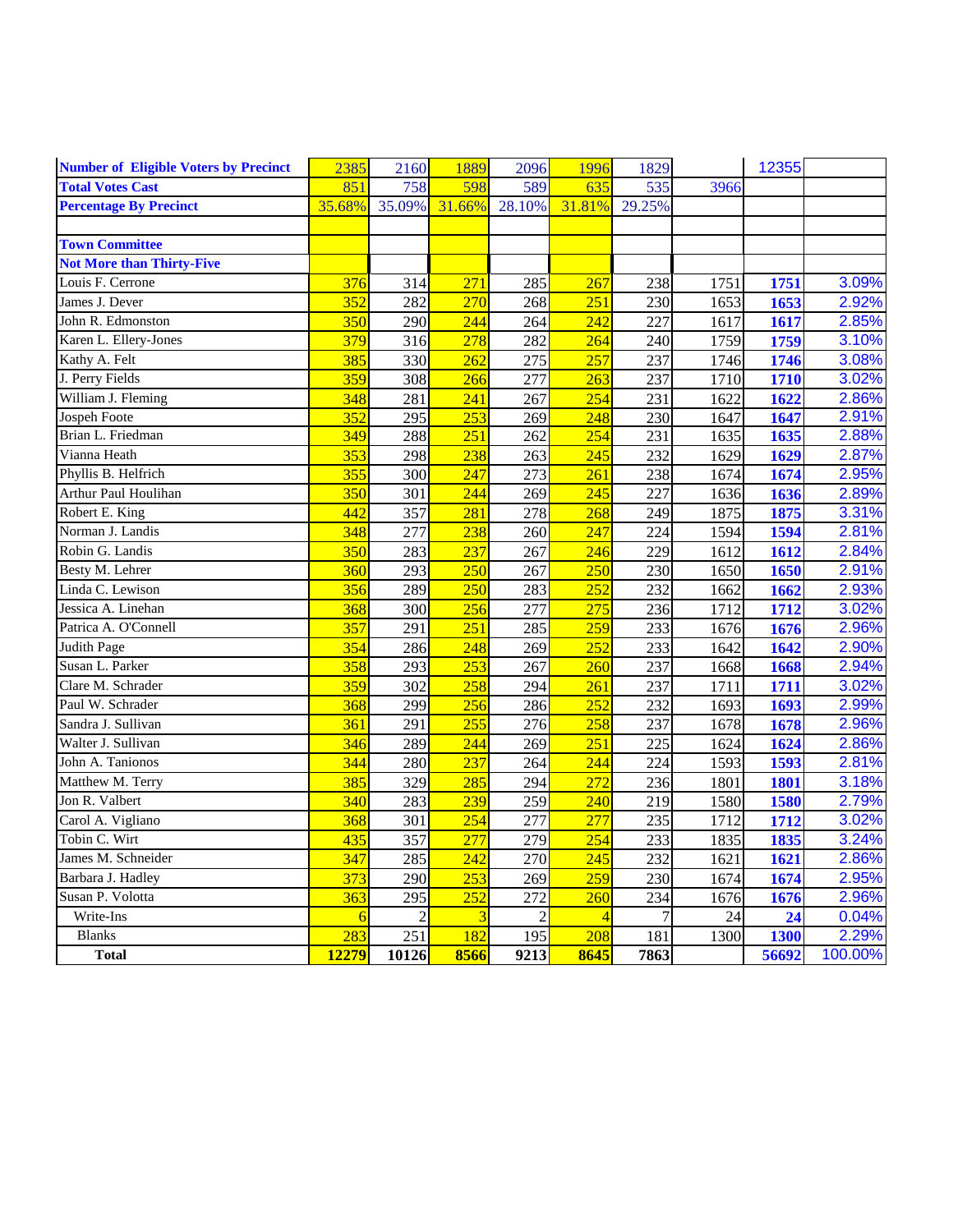| Number of Eligible Voters by Precinct | 2385 | 2160 | 1889 | 2096 | 1996 | 1829 | | 12355 | |
|---|---|---|---|---|---|---|---|---|---|
| Total Votes Cast | 851 | 758 | 598 | 589 | 635 | 535 | 3966 | | |
| Percentage By Precinct | 35.68% | 35.09% | 31.66% | 28.10% | 31.81% | 29.25% | | | |
| | | | | | | | | | |
| Town Committee | | | | | | | | | |
| Not More than Thirty-Five | | | | | | | | | |
| Louis F. Cerrone | 376 | 314 | 271 | 285 | 267 | 238 | 1751 | **1751** | 3.09% |
| James J. Dever | 352 | 282 | 270 | 268 | 251 | 230 | 1653 | **1653** | 2.92% |
| John R. Edmonston | 350 | 290 | 244 | 264 | 242 | 227 | 1617 | **1617** | 2.85% |
| Karen L. Ellery-Jones | 379 | 316 | 278 | 282 | 264 | 240 | 1759 | **1759** | 3.10% |
| Kathy A. Felt | 385 | 330 | 262 | 275 | 257 | 237 | 1746 | **1746** | 3.08% |
| J. Perry Fields | 359 | 308 | 266 | 277 | 263 | 237 | 1710 | **1710** | 3.02% |
| William J. Fleming | 348 | 281 | 241 | 267 | 254 | 231 | 1622 | **1622** | 2.86% |
| Jospeh Foote | 352 | 295 | 253 | 269 | 248 | 230 | 1647 | **1647** | 2.91% |
| Brian L. Friedman | 349 | 288 | 251 | 262 | 254 | 231 | 1635 | **1635** | 2.88% |
| Vianna Heath | 353 | 298 | 238 | 263 | 245 | 232 | 1629 | **1629** | 2.87% |
| Phyllis B. Helfrich | 355 | 300 | 247 | 273 | 261 | 238 | 1674 | **1674** | 2.95% |
| Arthur Paul Houlihan | 350 | 301 | 244 | 269 | 245 | 227 | 1636 | **1636** | 2.89% |
| Robert E. King | 442 | 357 | 281 | 278 | 268 | 249 | 1875 | **1875** | 3.31% |
| Norman J. Landis | 348 | 277 | 238 | 260 | 247 | 224 | 1594 | **1594** | 2.81% |
| Robin G. Landis | 350 | 283 | 237 | 267 | 246 | 229 | 1612 | **1612** | 2.84% |
| Besty M. Lehrer | 360 | 293 | 250 | 267 | 250 | 230 | 1650 | **1650** | 2.91% |
| Linda C. Lewison | 356 | 289 | 250 | 283 | 252 | 232 | 1662 | **1662** | 2.93% |
| Jessica A. Linehan | 368 | 300 | 256 | 277 | 275 | 236 | 1712 | **1712** | 3.02% |
| Patrica A. O'Connell | 357 | 291 | 251 | 285 | 259 | 233 | 1676 | **1676** | 2.96% |
| Judith Page | 354 | 286 | 248 | 269 | 252 | 233 | 1642 | **1642** | 2.90% |
| Susan L. Parker | 358 | 293 | 253 | 267 | 260 | 237 | 1668 | **1668** | 2.94% |
| Clare M. Schrader | 359 | 302 | 258 | 294 | 261 | 237 | 1711 | **1711** | 3.02% |
| Paul W. Schrader | 368 | 299 | 256 | 286 | 252 | 232 | 1693 | **1693** | 2.99% |
| Sandra J. Sullivan | 361 | 291 | 255 | 276 | 258 | 237 | 1678 | **1678** | 2.96% |
| Walter J. Sullivan | 346 | 289 | 244 | 269 | 251 | 225 | 1624 | **1624** | 2.86% |
| John A. Tanionos | 344 | 280 | 237 | 264 | 244 | 224 | 1593 | **1593** | 2.81% |
| Matthew M. Terry | 385 | 329 | 285 | 294 | 272 | 236 | 1801 | **1801** | 3.18% |
| Jon R. Valbert | 340 | 283 | 239 | 259 | 240 | 219 | 1580 | **1580** | 2.79% |
| Carol A. Vigliano | 368 | 301 | 254 | 277 | 277 | 235 | 1712 | **1712** | 3.02% |
| Tobin C. Wirt | 435 | 357 | 277 | 279 | 254 | 233 | 1835 | **1835** | 3.24% |
| James M. Schneider | 347 | 285 | 242 | 270 | 245 | 232 | 1621 | **1621** | 2.86% |
| Barbara J. Hadley | 373 | 290 | 253 | 269 | 259 | 230 | 1674 | **1674** | 2.95% |
| Susan P. Volotta | 363 | 295 | 252 | 272 | 260 | 234 | 1676 | **1676** | 2.96% |
| Write-Ins | 6 | 2 | 3 | 2 | 4 | 7 | 24 | **24** | 0.04% |
| Blanks | 283 | 251 | 182 | 195 | 208 | 181 | 1300 | **1300** | 2.29% |
| **Total** | **12279** | **10126** | **8566** | **9213** | **8645** | **7863** | | **56692** | 100.00% |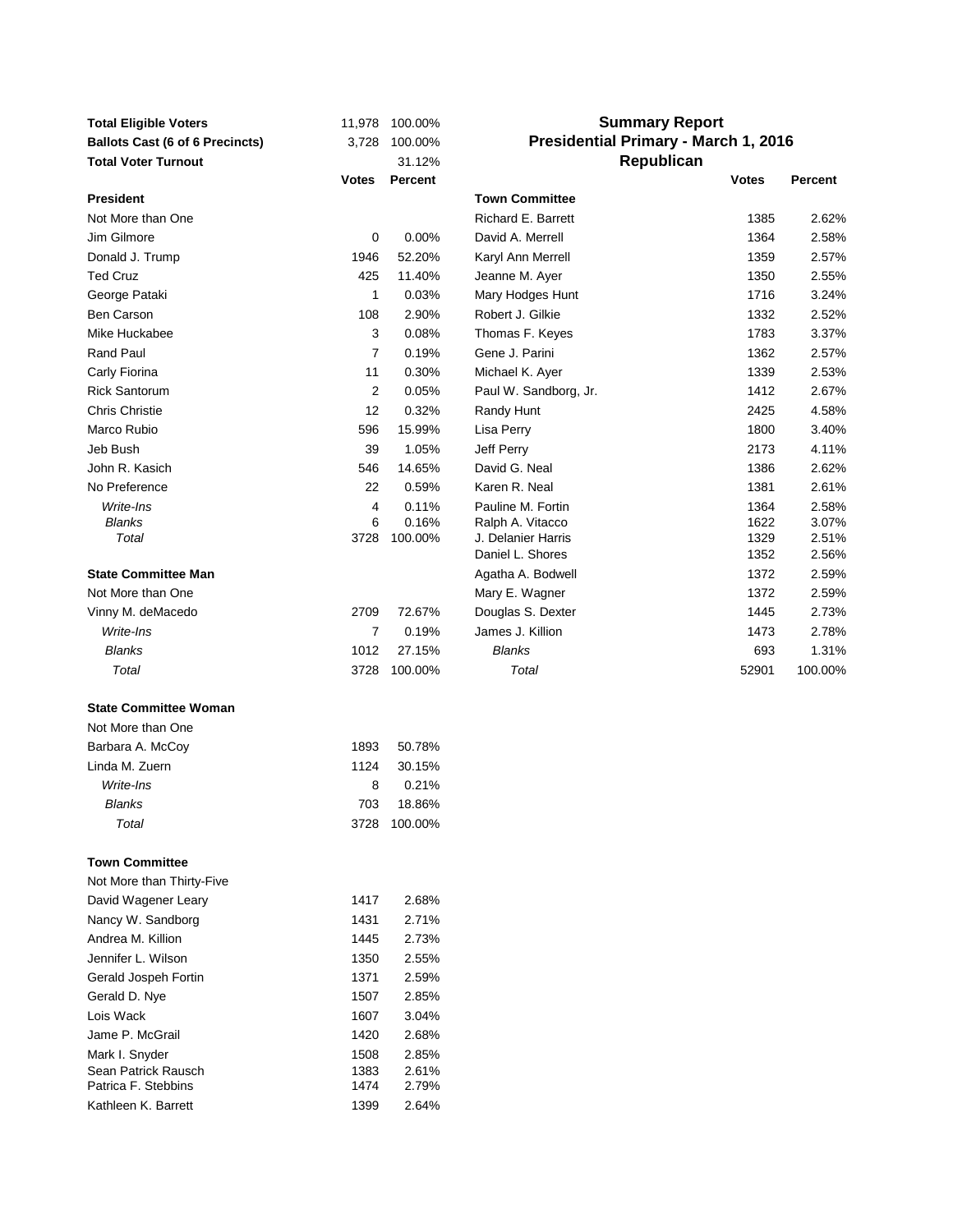| | | |
|---|---|---|
| **Total Eligible Voters** | 11,978 | 100.00% |
| **Ballots Cast (6 of 6 Precincts)** | 3,728 | 100.00% |
| **Total Voter Turnout** | | 31.12% |

# Summary Report
## Presidential Primary - March 1, 2016
## Republican

| | **Votes** | **Percent** |
|---|---|---|
| **President** | | |
| Not More than One | | |
| Jim Gilmore | 0 | 0.00% |
| Donald J. Trump | 1946 | 52.20% |
| Ted Cruz | 425 | 11.40% |
| George Pataki | 1 | 0.03% |
| Ben Carson | 108 | 2.90% |
| Mike Huckabee | 3 | 0.08% |
| Rand Paul | 7 | 0.19% |
| Carly Fiorina | 11 | 0.30% |
| Rick Santorum | 2 | 0.05% |
| Chris Christie | 12 | 0.32% |
| Marco Rubio | 596 | 15.99% |
| Jeb Bush | 39 | 1.05% |
| John R. Kasich | 546 | 14.65% |
| No Preference | 22 | 0.59% |
| *Write-Ins* | 4 | 0.11% |
| *Blanks* | 6 | 0.16% |
| *Total* | 3728 | 100.00% |

| | **Votes** | **Percent** |
|---|---|---|
| **State Committee Man** | | |
| Not More than One | | |
| Vinny M. deMacedo | 2709 | 72.67% |
| *Write-Ins* | 7 | 0.19% |
| *Blanks* | 1012 | 27.15% |
| *Total* | 3728 | 100.00% |

| | **Votes** | **Percent** |
|---|---|---|
| **State Committee Woman** | | |
| Not More than One | | |
| Barbara A. McCoy | 1893 | 50.78% |
| Linda M. Zuern | 1124 | 30.15% |
| *Write-Ins* | 8 | 0.21% |
| *Blanks* | 703 | 18.86% |
| *Total* | 3728 | 100.00% |

| | **Votes** | **Percent** |
|---|---|---|
| **Town Committee** | | |
| Not More than Thirty-Five | | |
| David Wagener Leary | 1417 | 2.68% |
| Nancy W. Sandborg | 1431 | 2.71% |
| Andrea M. Killion | 1445 | 2.73% |
| Jennifer L. Wilson | 1350 | 2.55% |
| Gerald Jospeh Fortin | 1371 | 2.59% |
| Gerald D. Nye | 1507 | 2.85% |
| Lois Wack | 1607 | 3.04% |
| Jame P. McGrail | 1420 | 2.68% |
| Mark I. Snyder | 1508 | 2.85% |
| Sean Patrick Rausch | 1383 | 2.61% |
| Patrica F. Stebbins | 1474 | 2.79% |
| Kathleen K. Barrett | 1399 | 2.64% |
| Richard E. Barrett | 1385 | 2.62% |
| David A. Merrell | 1364 | 2.58% |
| Karyl Ann Merrell | 1359 | 2.57% |
| Jeanne M. Ayer | 1350 | 2.55% |
| Mary Hodges Hunt | 1716 | 3.24% |
| Robert J. Gilkie | 1332 | 2.52% |
| Thomas F. Keyes | 1783 | 3.37% |
| Gene J. Parini | 1362 | 2.57% |
| Michael K. Ayer | 1339 | 2.53% |
| Paul W. Sandborg, Jr. | 1412 | 2.67% |
| Randy Hunt | 2425 | 4.58% |
| Lisa Perry | 1800 | 3.40% |
| Jeff Perry | 2173 | 4.11% |
| David G. Neal | 1386 | 2.62% |
| Karen R. Neal | 1381 | 2.61% |
| Pauline M. Fortin | 1364 | 2.58% |
| Ralph A. Vitacco | 1622 | 3.07% |
| J. Delanier Harris | 1329 | 2.51% |
| Daniel L. Shores | 1352 | 2.56% |
| Agatha A. Bodwell | 1372 | 2.59% |
| Mary E. Wagner | 1372 | 2.59% |
| Douglas S. Dexter | 1445 | 2.73% |
| James J. Killion | 1473 | 2.78% |
| *Blanks* | 693 | 1.31% |
| *Total* | 52901 | 100.00% |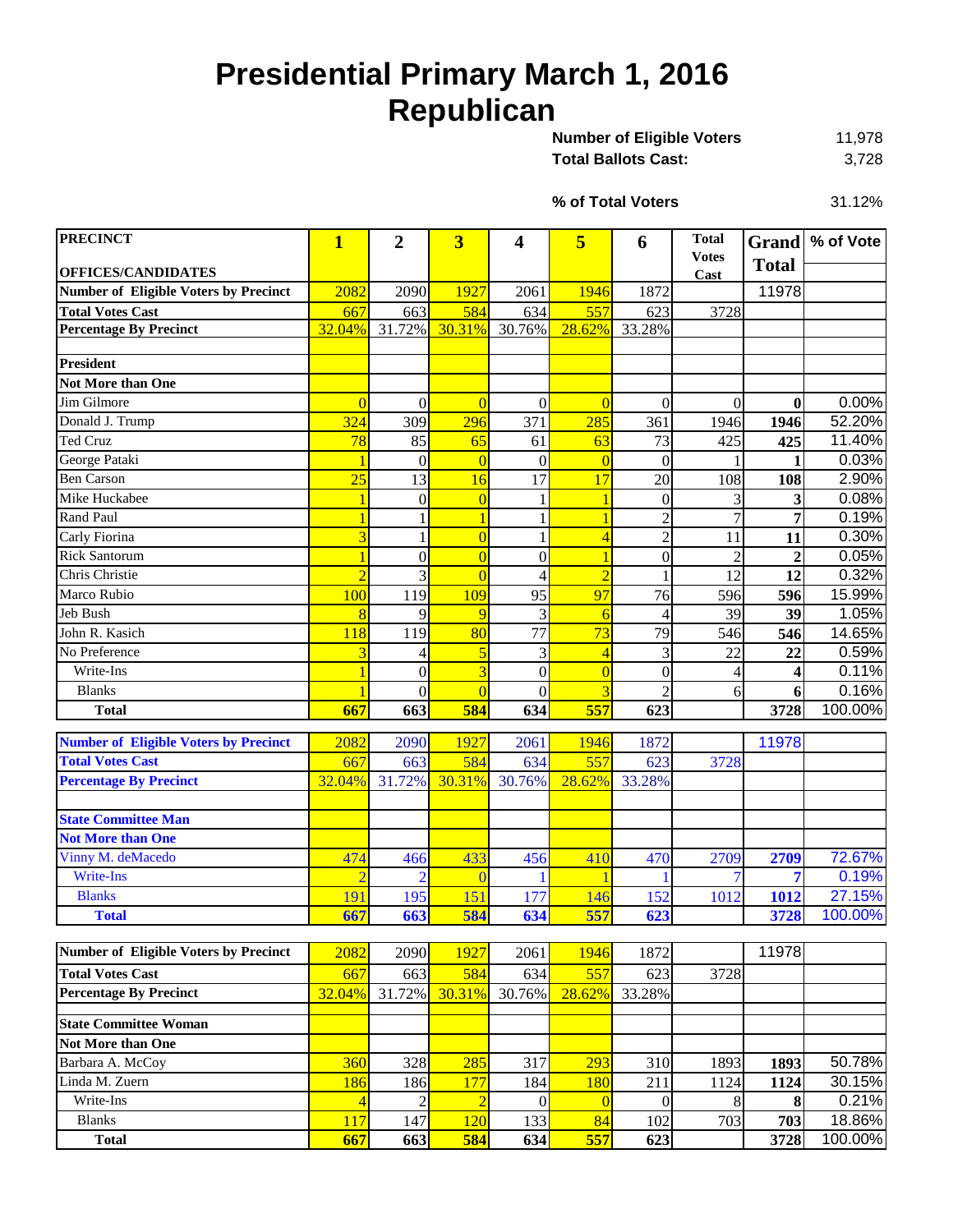# Presidential Primary March 1, 2016
# Republican

| | |
|---|---|
| **Number of Eligible Voters** | 11,978 |
| **Total Ballots Cast:** | 3,728 |
| **% of Total Voters** | 31.12% |

| PRECINCT / OFFICES/CANDIDATES | 1 | 2 | 3 | 4 | 5 | 6 | Total Votes Cast | Grand Total | % of Vote |
|---|---|---|---|---|---|---|---|---|---|
| **Number of Eligible Voters by Precinct** | 2082 | 2090 | 1927 | 2061 | 1946 | 1872 | | 11978 | |
| **Total Votes Cast** | 667 | 663 | 584 | 634 | 557 | 623 | 3728 | | |
| **Percentage By Precinct** | 32.04% | 31.72% | 30.31% | 30.76% | 28.62% | 33.28% | | | |
| | | | | | | | | | |
| **President** | | | | | | | | | |
| **Not More than One** | | | | | | | | | |
| Jim Gilmore | 0 | 0 | 0 | 0 | 0 | 0 | 0 | **0** | 0.00% |
| Donald J. Trump | 324 | 309 | 296 | 371 | 285 | 361 | 1946 | **1946** | 52.20% |
| Ted Cruz | 78 | 85 | 65 | 61 | 63 | 73 | 425 | **425** | 11.40% |
| George Pataki | 1 | 0 | 0 | 0 | 0 | 0 | 1 | **1** | 0.03% |
| Ben Carson | 25 | 13 | 16 | 17 | 17 | 20 | 108 | **108** | 2.90% |
| Mike Huckabee | 1 | 0 | 0 | 1 | 1 | 0 | 3 | **3** | 0.08% |
| Rand Paul | 1 | 1 | 1 | 1 | 1 | 2 | 7 | **7** | 0.19% |
| Carly Fiorina | 3 | 1 | 0 | 1 | 4 | 2 | 11 | **11** | 0.30% |
| Rick Santorum | 1 | 0 | 0 | 0 | 1 | 0 | 2 | **2** | 0.05% |
| Chris Christie | 2 | 3 | 0 | 4 | 2 | 1 | 12 | **12** | 0.32% |
| Marco Rubio | 100 | 119 | 109 | 95 | 97 | 76 | 596 | **596** | 15.99% |
| Jeb Bush | 8 | 9 | 9 | 3 | 6 | 4 | 39 | **39** | 1.05% |
| John R. Kasich | 118 | 119 | 80 | 77 | 73 | 79 | 546 | **546** | 14.65% |
| No Preference | 3 | 4 | 5 | 3 | 4 | 3 | 22 | **22** | 0.59% |
| Write-Ins | 1 | 0 | 3 | 0 | 0 | 0 | 4 | **4** | 0.11% |
| Blanks | 1 | 0 | 0 | 0 | 3 | 2 | 6 | **6** | 0.16% |
| **Total** | **667** | **663** | **584** | **634** | **557** | **623** | | **3728** | 100.00% |

| | 1 | 2 | 3 | 4 | 5 | 6 | Total Votes Cast | Grand Total | % of Vote |
|---|---|---|---|---|---|---|---|---|---|
| **Number of Eligible Voters by Precinct** | 2082 | 2090 | 1927 | 2061 | 1946 | 1872 | | 11978 | |
| **Total Votes Cast** | 667 | 663 | 584 | 634 | 557 | 623 | 3728 | | |
| **Percentage By Precinct** | 32.04% | 31.72% | 30.31% | 30.76% | 28.62% | 33.28% | | | |
| | | | | | | | | | |
| **State Committee Man** | | | | | | | | | |
| **Not More than One** | | | | | | | | | |
| Vinny M. deMacedo | 474 | 466 | 433 | 456 | 410 | 470 | 2709 | **2709** | 72.67% |
| Write-Ins | 2 | 2 | 0 | 1 | 1 | 1 | 7 | **7** | 0.19% |
| Blanks | 191 | 195 | 151 | 177 | 146 | 152 | 1012 | **1012** | 27.15% |
| **Total** | **667** | **663** | **584** | **634** | **557** | **623** | | **3728** | 100.00% |

| | 1 | 2 | 3 | 4 | 5 | 6 | Total Votes Cast | Grand Total | % of Vote |
|---|---|---|---|---|---|---|---|---|---|
| **Number of Eligible Voters by Precinct** | 2082 | 2090 | 1927 | 2061 | 1946 | 1872 | | 11978 | |
| **Total Votes Cast** | 667 | 663 | 584 | 634 | 557 | 623 | 3728 | | |
| **Percentage By Precinct** | 32.04% | 31.72% | 30.31% | 30.76% | 28.62% | 33.28% | | | |
| | | | | | | | | | |
| **State Committee Woman** | | | | | | | | | |
| **Not More than One** | | | | | | | | | |
| Barbara A. McCoy | 360 | 328 | 285 | 317 | 293 | 310 | 1893 | **1893** | 50.78% |
| Linda M. Zuern | 186 | 186 | 177 | 184 | 180 | 211 | 1124 | **1124** | 30.15% |
| Write-Ins | 4 | 2 | 2 | 0 | 0 | 0 | 8 | **8** | 0.21% |
| Blanks | 117 | 147 | 120 | 133 | 84 | 102 | 703 | **703** | 18.86% |
| **Total** | **667** | **663** | **584** | **634** | **557** | **623** | | **3728** | 100.00% |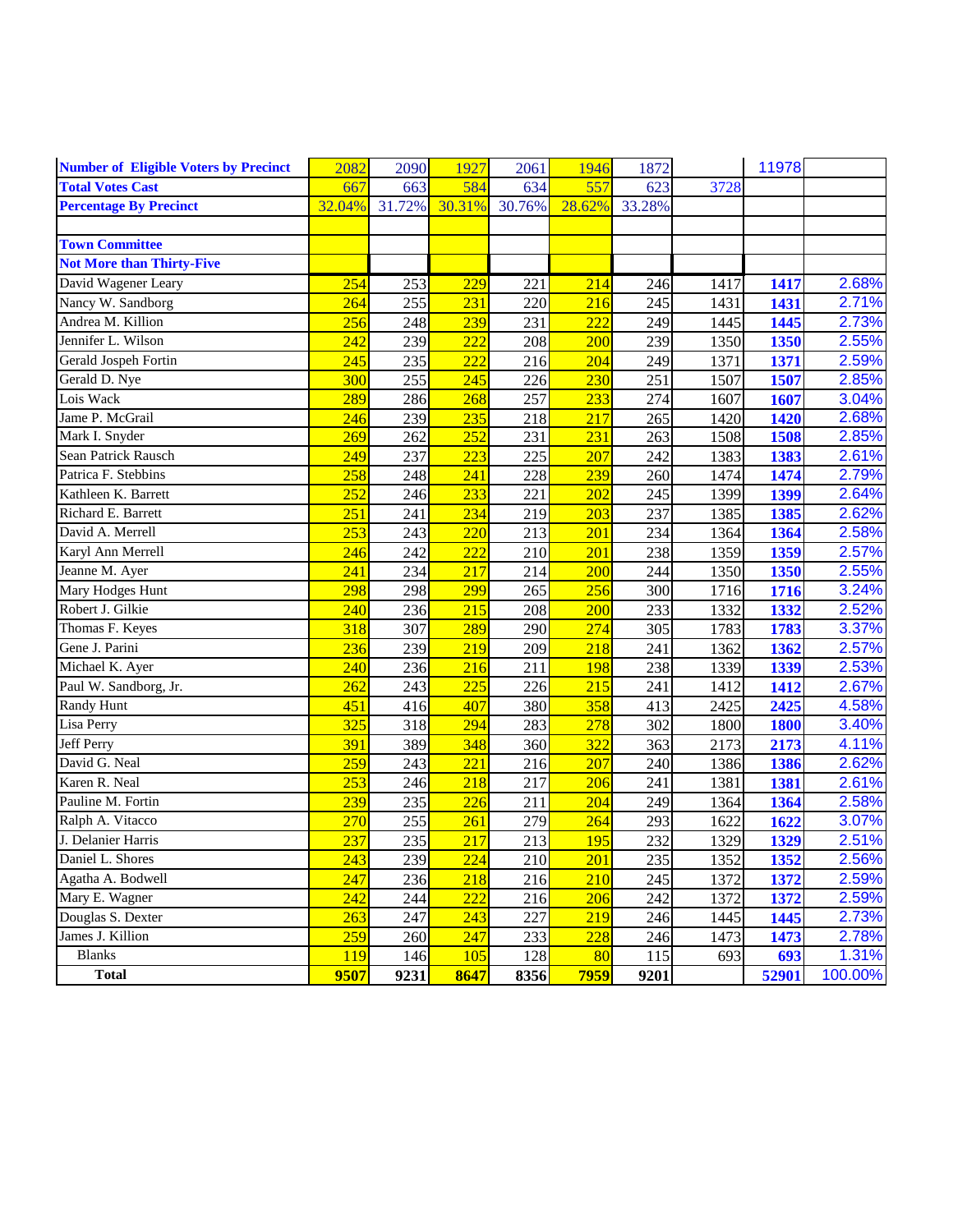| Number of Eligible Voters by Precinct | 2082 | 2090 | 1927 | 2061 | 1946 | 1872 | | 11978 | |
|---|---|---|---|---|---|---|---|---|---|
| **Total Votes Cast** | 667 | 663 | 584 | 634 | 557 | 623 | 3728 | | |
| **Percentage By Precinct** | 32.04% | 31.72% | 30.31% | 30.76% | 28.62% | 33.28% | | | |
| | | | | | | | | | |
| **Town Committee** | | | | | | | | | |
| **Not More than Thirty-Five** | | | | | | | | | |
| David Wagener Leary | 254 | 253 | 229 | 221 | 214 | 246 | 1417 | **1417** | 2.68% |
| Nancy W. Sandborg | 264 | 255 | 231 | 220 | 216 | 245 | 1431 | **1431** | 2.71% |
| Andrea M. Killion | 256 | 248 | 239 | 231 | 222 | 249 | 1445 | **1445** | 2.73% |
| Jennifer L. Wilson | 242 | 239 | 222 | 208 | 200 | 239 | 1350 | **1350** | 2.55% |
| Gerald Jospeh Fortin | 245 | 235 | 222 | 216 | 204 | 249 | 1371 | **1371** | 2.59% |
| Gerald D. Nye | 300 | 255 | 245 | 226 | 230 | 251 | 1507 | **1507** | 2.85% |
| Lois Wack | 289 | 286 | 268 | 257 | 233 | 274 | 1607 | **1607** | 3.04% |
| Jame P. McGrail | 246 | 239 | 235 | 218 | 217 | 265 | 1420 | **1420** | 2.68% |
| Mark I. Snyder | 269 | 262 | 252 | 231 | 231 | 263 | 1508 | **1508** | 2.85% |
| Sean Patrick Rausch | 249 | 237 | 223 | 225 | 207 | 242 | 1383 | **1383** | 2.61% |
| Patrica F. Stebbins | 258 | 248 | 241 | 228 | 239 | 260 | 1474 | **1474** | 2.79% |
| Kathleen K. Barrett | 252 | 246 | 233 | 221 | 202 | 245 | 1399 | **1399** | 2.64% |
| Richard E. Barrett | 251 | 241 | 234 | 219 | 203 | 237 | 1385 | **1385** | 2.62% |
| David A. Merrell | 253 | 243 | 220 | 213 | 201 | 234 | 1364 | **1364** | 2.58% |
| Karyl Ann Merrell | 246 | 242 | 222 | 210 | 201 | 238 | 1359 | **1359** | 2.57% |
| Jeanne M. Ayer | 241 | 234 | 217 | 214 | 200 | 244 | 1350 | **1350** | 2.55% |
| Mary Hodges Hunt | 298 | 298 | 299 | 265 | 256 | 300 | 1716 | **1716** | 3.24% |
| Robert J. Gilkie | 240 | 236 | 215 | 208 | 200 | 233 | 1332 | **1332** | 2.52% |
| Thomas F. Keyes | 318 | 307 | 289 | 290 | 274 | 305 | 1783 | **1783** | 3.37% |
| Gene J. Parini | 236 | 239 | 219 | 209 | 218 | 241 | 1362 | **1362** | 2.57% |
| Michael K. Ayer | 240 | 236 | 216 | 211 | 198 | 238 | 1339 | **1339** | 2.53% |
| Paul W. Sandborg, Jr. | 262 | 243 | 225 | 226 | 215 | 241 | 1412 | **1412** | 2.67% |
| Randy Hunt | 451 | 416 | 407 | 380 | 358 | 413 | 2425 | **2425** | 4.58% |
| Lisa Perry | 325 | 318 | 294 | 283 | 278 | 302 | 1800 | **1800** | 3.40% |
| Jeff Perry | 391 | 389 | 348 | 360 | 322 | 363 | 2173 | **2173** | 4.11% |
| David G. Neal | 259 | 243 | 221 | 216 | 207 | 240 | 1386 | **1386** | 2.62% |
| Karen R. Neal | 253 | 246 | 218 | 217 | 206 | 241 | 1381 | **1381** | 2.61% |
| Pauline M. Fortin | 239 | 235 | 226 | 211 | 204 | 249 | 1364 | **1364** | 2.58% |
| Ralph A. Vitacco | 270 | 255 | 261 | 279 | 264 | 293 | 1622 | **1622** | 3.07% |
| J. Delanier Harris | 237 | 235 | 217 | 213 | 195 | 232 | 1329 | **1329** | 2.51% |
| Daniel L. Shores | 243 | 239 | 224 | 210 | 201 | 235 | 1352 | **1352** | 2.56% |
| Agatha A. Bodwell | 247 | 236 | 218 | 216 | 210 | 245 | 1372 | **1372** | 2.59% |
| Mary E. Wagner | 242 | 244 | 222 | 216 | 206 | 242 | 1372 | **1372** | 2.59% |
| Douglas S. Dexter | 263 | 247 | 243 | 227 | 219 | 246 | 1445 | **1445** | 2.73% |
| James J. Killion | 259 | 260 | 247 | 233 | 228 | 246 | 1473 | **1473** | 2.78% |
| Blanks | 119 | 146 | 105 | 128 | 80 | 115 | 693 | **693** | 1.31% |
| **Total** | **9507** | **9231** | **8647** | **8356** | **7959** | **9201** | | **52901** | 100.00% |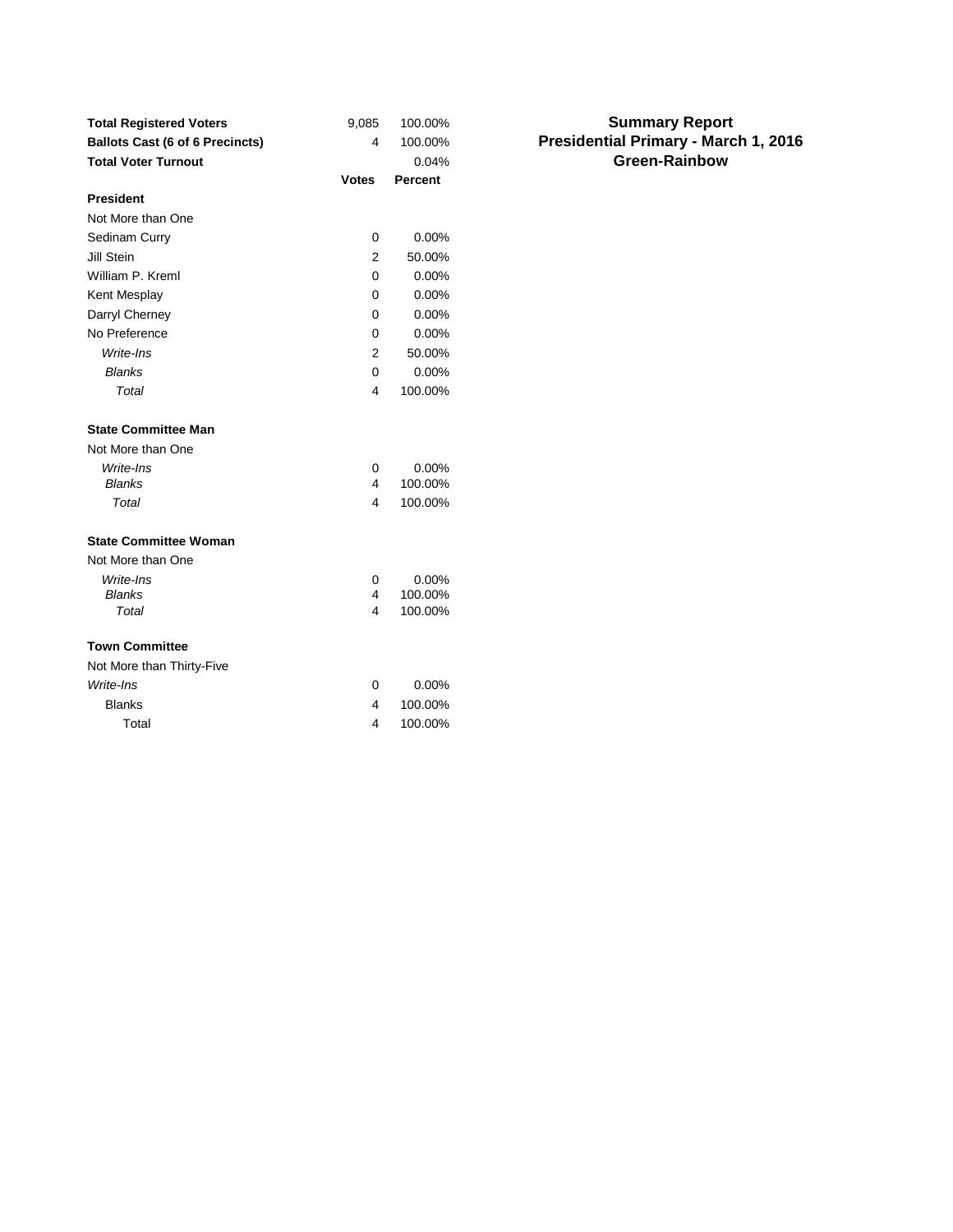# Summary Report
## Presidential Primary - March 1, 2016
## Green-Rainbow

| | | |
|---|---|---|
| **Total Registered Voters** | 9,085 | 100.00% |
| **Ballots Cast (6 of 6 Precincts)** | 4 | 100.00% |
| **Total Voter Turnout** | | 0.04% |

| | **Votes** | **Percent** |
|---|---|---|
| **President** | | |
| Not More than One | | |
| Sedinam Curry | 0 | 0.00% |
| Jill Stein | 2 | 50.00% |
| William P. Kreml | 0 | 0.00% |
| Kent Mesplay | 0 | 0.00% |
| Darryl Cherney | 0 | 0.00% |
| No Preference | 0 | 0.00% |
| *Write-Ins* | 2 | 50.00% |
| *Blanks* | 0 | 0.00% |
| *Total* | 4 | 100.00% |
| | | |
| **State Committee Man** | | |
| Not More than One | | |
| *Write-Ins* | 0 | 0.00% |
| *Blanks* | 4 | 100.00% |
| *Total* | 4 | 100.00% |
| | | |
| **State Committee Woman** | | |
| Not More than One | | |
| *Write-Ins* | 0 | 0.00% |
| *Blanks* | 4 | 100.00% |
| *Total* | 4 | 100.00% |
| | | |
| **Town Committee** | | |
| Not More than Thirty-Five | | |
| *Write-Ins* | 0 | 0.00% |
| Blanks | 4 | 100.00% |
| Total | 4 | 100.00% |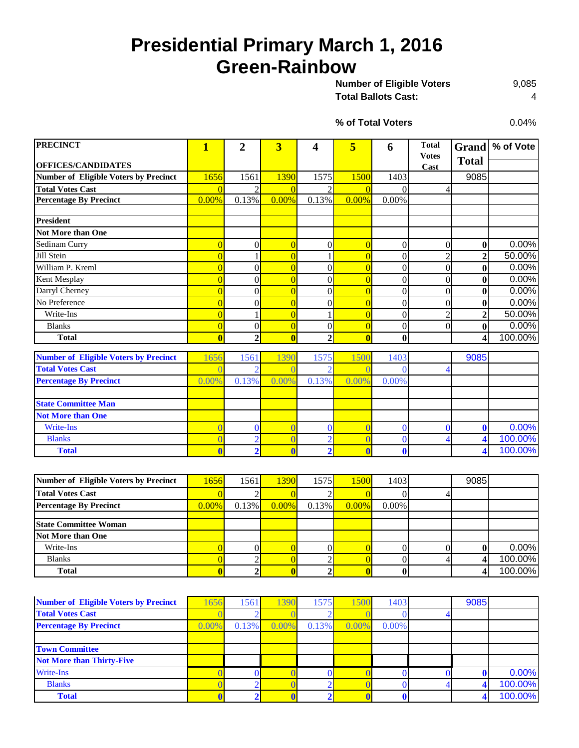# Presidential Primary March 1, 2016
# Green-Rainbow

| | |
|---|---|
| **Number of Eligible Voters** | 9,085 |
| **Total Ballots Cast:** | 4 |
| **% of Total Voters** | 0.04% |

| PRECINCT<br>OFFICES/CANDIDATES | 1 | 2 | 3 | 4 | 5 | 6 | Total Votes Cast | Grand Total | % of Vote |
|---|---|---|---|---|---|---|---|---|---|
| Number of Eligible Voters by Precinct | 1656 | 1561 | 1390 | 1575 | 1500 | 1403 | | 9085 | |
| Total Votes Cast | 0 | 2 | 0 | 2 | 0 | 0 | 4 | | |
| Percentage By Precinct | 0.00% | 0.13% | 0.00% | 0.13% | 0.00% | 0.00% | | | |
| | | | | | | | | | |
| **President** | | | | | | | | | |
| **Not More than One** | | | | | | | | | |
| Sedinam Curry | 0 | 0 | 0 | 0 | 0 | 0 | 0 | 0 | 0.00% |
| Jill Stein | 0 | 1 | 0 | 1 | 0 | 0 | 2 | 2 | 50.00% |
| William P. Kreml | 0 | 0 | 0 | 0 | 0 | 0 | 0 | 0 | 0.00% |
| Kent Mesplay | 0 | 0 | 0 | 0 | 0 | 0 | 0 | 0 | 0.00% |
| Darryl Cherney | 0 | 0 | 0 | 0 | 0 | 0 | 0 | 0 | 0.00% |
| No Preference | 0 | 0 | 0 | 0 | 0 | 0 | 0 | 0 | 0.00% |
| Write-Ins | 0 | 1 | 0 | 1 | 0 | 0 | 2 | 2 | 50.00% |
| Blanks | 0 | 0 | 0 | 0 | 0 | 0 | 0 | 0 | 0.00% |
| **Total** | 0 | 2 | 0 | 2 | 0 | 0 | | 4 | 100.00% |

| | 1 | 2 | 3 | 4 | 5 | 6 | Total Votes Cast | Grand Total | % of Vote |
|---|---|---|---|---|---|---|---|---|---|
| Number of Eligible Voters by Precinct | 1656 | 1561 | 1390 | 1575 | 1500 | 1403 | | 9085 | |
| Total Votes Cast | 0 | 2 | 0 | 2 | 0 | 0 | 4 | | |
| Percentage By Precinct | 0.00% | 0.13% | 0.00% | 0.13% | 0.00% | 0.00% | | | |
| | | | | | | | | | |
| **State Committee Man** | | | | | | | | | |
| **Not More than One** | | | | | | | | | |
| Write-Ins | 0 | 0 | 0 | 0 | 0 | 0 | 0 | 0 | 0.00% |
| Blanks | 0 | 2 | 0 | 2 | 0 | 0 | 4 | 4 | 100.00% |
| **Total** | 0 | 2 | 0 | 2 | 0 | 0 | | 4 | 100.00% |

| | 1 | 2 | 3 | 4 | 5 | 6 | Total Votes Cast | Grand Total | % of Vote |
|---|---|---|---|---|---|---|---|---|---|
| Number of Eligible Voters by Precinct | 1656 | 1561 | 1390 | 1575 | 1500 | 1403 | | 9085 | |
| Total Votes Cast | 0 | 2 | 0 | 2 | 0 | 0 | 4 | | |
| Percentage By Precinct | 0.00% | 0.13% | 0.00% | 0.13% | 0.00% | 0.00% | | | |
| | | | | | | | | | |
| **State Committee Woman** | | | | | | | | | |
| **Not More than One** | | | | | | | | | |
| Write-Ins | 0 | 0 | 0 | 0 | 0 | 0 | 0 | 0 | 0.00% |
| Blanks | 0 | 2 | 0 | 2 | 0 | 0 | 4 | 4 | 100.00% |
| **Total** | 0 | 2 | 0 | 2 | 0 | 0 | | 4 | 100.00% |

| | 1 | 2 | 3 | 4 | 5 | 6 | Total Votes Cast | Grand Total | % of Vote |
|---|---|---|---|---|---|---|---|---|---|
| Number of Eligible Voters by Precinct | 1656 | 1561 | 1390 | 1575 | 1500 | 1403 | | 9085 | |
| Total Votes Cast | 0 | 2 | 0 | 2 | 0 | 0 | 4 | | |
| Percentage By Precinct | 0.00% | 0.13% | 0.00% | 0.13% | 0.00% | 0.00% | | | |
| | | | | | | | | | |
| **Town Committee** | | | | | | | | | |
| **Not More than Thirty-Five** | | | | | | | | | |
| Write-Ins | 0 | 0 | 0 | 0 | 0 | 0 | 0 | 0 | 0.00% |
| Blanks | 0 | 2 | 0 | 2 | 0 | 0 | 4 | 4 | 100.00% |
| **Total** | 0 | 2 | 0 | 2 | 0 | 0 | | 4 | 100.00% |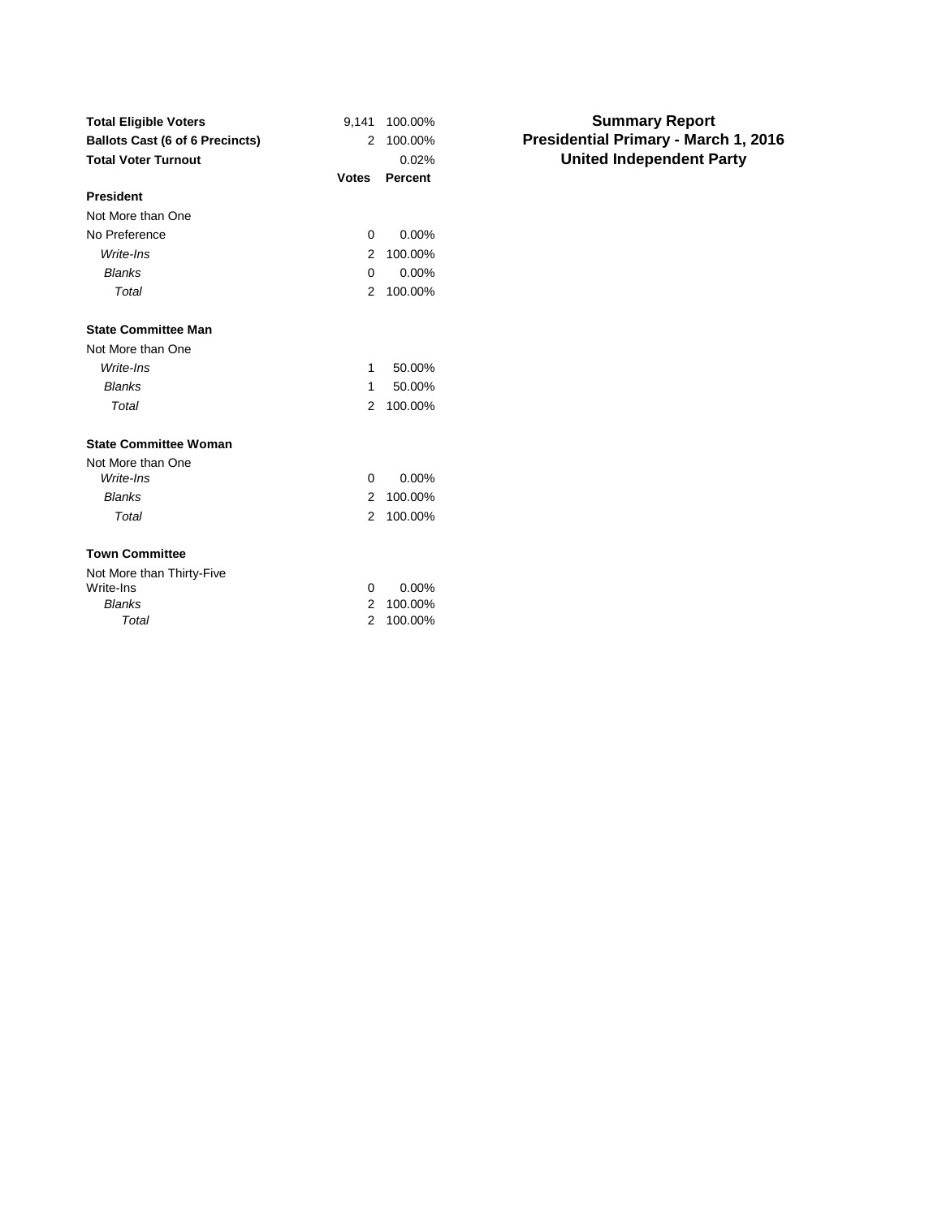**Summary Report**
**Presidential Primary - March 1, 2016**
**United Independent Party**

| | Votes | Percent |
|---|---|---|
| **Total Eligible Voters** | 9,141 | 100.00% |
| **Ballots Cast (6 of 6 Precincts)** | 2 | 100.00% |
| **Total Voter Turnout** | | 0.02% |

| | **Votes** | **Percent** |
|---|---|---|
| **President** | | |
| Not More than One | | |
| No Preference | 0 | 0.00% |
| *Write-Ins* | 2 | 100.00% |
| *Blanks* | 0 | 0.00% |
| *Total* | 2 | 100.00% |
| | | |
| **State Committee Man** | | |
| Not More than One | | |
| *Write-Ins* | 1 | 50.00% |
| *Blanks* | 1 | 50.00% |
| *Total* | 2 | 100.00% |
| | | |
| **State Committee Woman** | | |
| Not More than One | | |
| *Write-Ins* | 0 | 0.00% |
| *Blanks* | 2 | 100.00% |
| *Total* | 2 | 100.00% |
| | | |
| **Town Committee** | | |
| Not More than Thirty-Five | | |
| Write-Ins | 0 | 0.00% |
| *Blanks* | 2 | 100.00% |
| *Total* | 2 | 100.00% |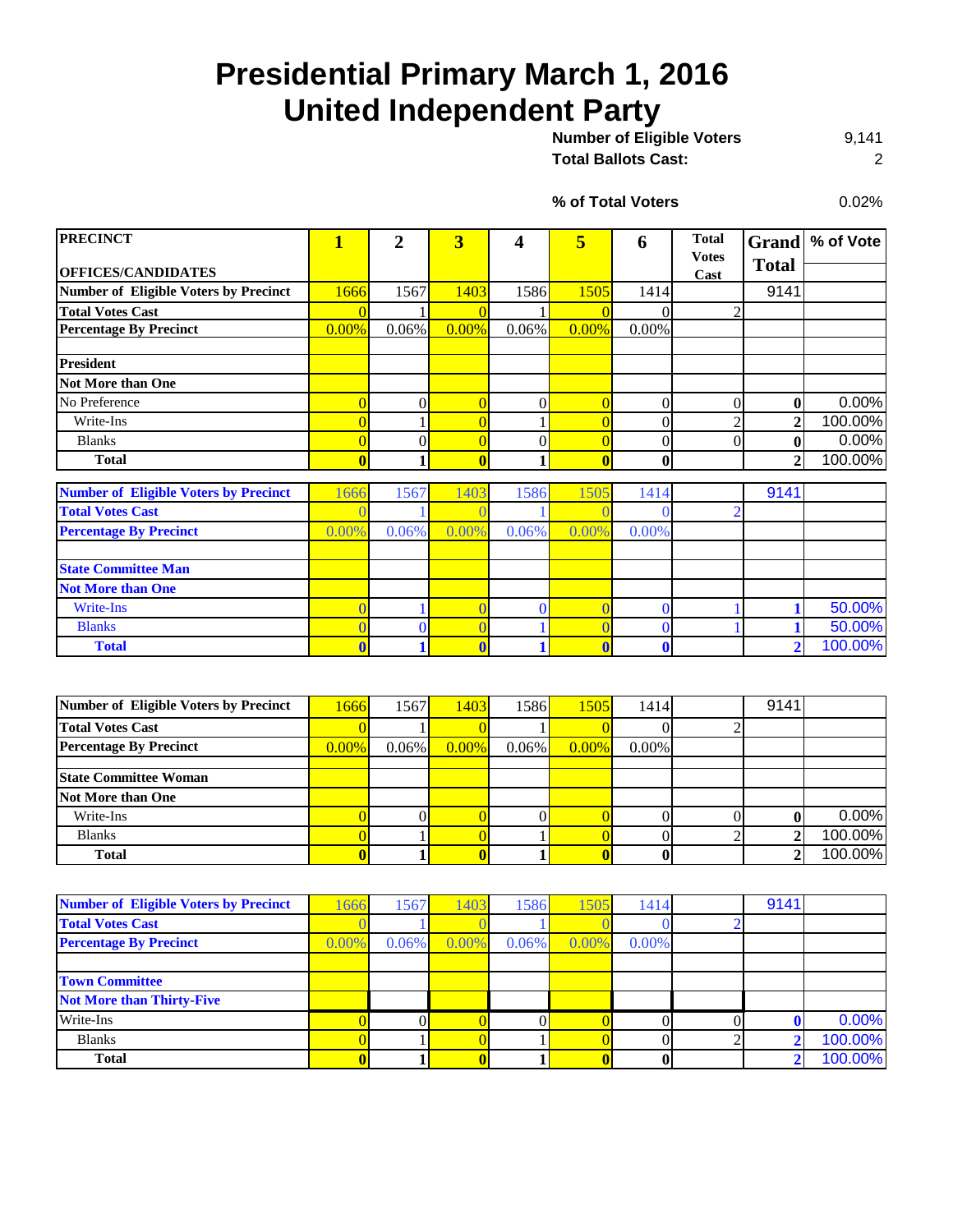# Presidential Primary March 1, 2016
# United Independent Party

**Number of Eligible Voters** 9,141
**Total Ballots Cast:** 2

**% of Total Voters** 0.02%

| PRECINCT / OFFICES/CANDIDATES | 1 | 2 | 3 | 4 | 5 | 6 | Total Votes Cast | Grand Total | % of Vote |
|---|---|---|---|---|---|---|---|---|---|
| Number of Eligible Voters by Precinct | 1666 | 1567 | 1403 | 1586 | 1505 | 1414 | | 9141 | |
| Total Votes Cast | 0 | 1 | 0 | 1 | 0 | 0 | 2 | | |
| Percentage By Precinct | 0.00% | 0.06% | 0.00% | 0.06% | 0.00% | 0.00% | | | |
| **President** | | | | | | | | | |
| **Not More than One** | | | | | | | | | |
| No Preference | 0 | 0 | 0 | 0 | 0 | 0 | 0 | **0** | 0.00% |
| Write-Ins | 0 | 1 | 0 | 1 | 0 | 0 | 2 | **2** | 100.00% |
| Blanks | 0 | 0 | 0 | 0 | 0 | 0 | 0 | **0** | 0.00% |
| **Total** | **0** | **1** | **0** | **1** | **0** | **0** | | **2** | 100.00% |

| | | | | | | | | | |
|---|---|---|---|---|---|---|---|---|---|
| Number of Eligible Voters by Precinct | 1666 | 1567 | 1403 | 1586 | 1505 | 1414 | | 9141 | |
| Total Votes Cast | 0 | 1 | 0 | 1 | 0 | 0 | 2 | | |
| Percentage By Precinct | 0.00% | 0.06% | 0.00% | 0.06% | 0.00% | 0.00% | | | |
| **State Committee Man** | | | | | | | | | |
| **Not More than One** | | | | | | | | | |
| Write-Ins | 0 | 1 | 0 | 0 | 0 | 0 | 1 | **1** | 50.00% |
| Blanks | 0 | 0 | 0 | 1 | 0 | 0 | 1 | **1** | 50.00% |
| **Total** | **0** | **1** | **0** | **1** | **0** | **0** | | **2** | 100.00% |

| | | | | | | | | | |
|---|---|---|---|---|---|---|---|---|---|
| Number of Eligible Voters by Precinct | 1666 | 1567 | 1403 | 1586 | 1505 | 1414 | | 9141 | |
| Total Votes Cast | 0 | 1 | 0 | 1 | 0 | 0 | 2 | | |
| Percentage By Precinct | 0.00% | 0.06% | 0.00% | 0.06% | 0.00% | 0.00% | | | |
| **State Committee Woman** | | | | | | | | | |
| **Not More than One** | | | | | | | | | |
| Write-Ins | 0 | 0 | 0 | 0 | 0 | 0 | 0 | **0** | 0.00% |
| Blanks | 0 | 1 | 0 | 1 | 0 | 0 | 2 | **2** | 100.00% |
| **Total** | **0** | **1** | **0** | **1** | **0** | **0** | | **2** | 100.00% |

| | | | | | | | | | |
|---|---|---|---|---|---|---|---|---|---|
| Number of Eligible Voters by Precinct | 1666 | 1567 | 1403 | 1586 | 1505 | 1414 | | 9141 | |
| Total Votes Cast | 0 | 1 | 0 | 1 | 0 | 0 | 2 | | |
| Percentage By Precinct | 0.00% | 0.06% | 0.00% | 0.06% | 0.00% | 0.00% | | | |
| **Town Committee** | | | | | | | | | |
| **Not More than Thirty-Five** | | | | | | | | | |
| Write-Ins | 0 | 0 | 0 | 0 | 0 | 0 | 0 | **0** | 0.00% |
| Blanks | 0 | 1 | 0 | 1 | 0 | 0 | 2 | **2** | 100.00% |
| **Total** | **0** | **1** | **0** | **1** | **0** | **0** | | **2** | 100.00% |